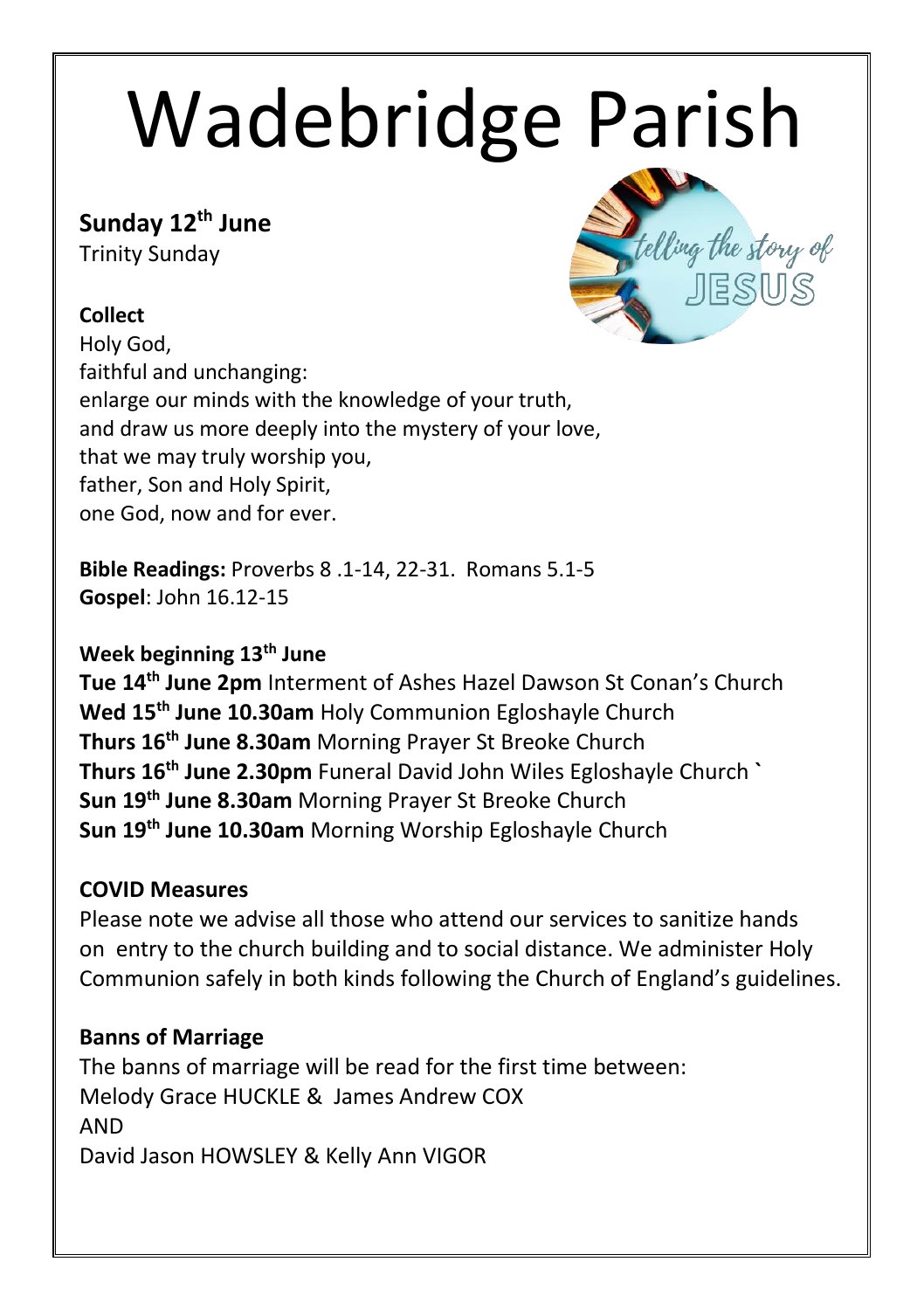# Wadebridge Parish

**Sunday 12th June**
Trinity Sunday

**Collect**
Holy God,
faithful and unchanging:
enlarge our minds with the knowledge of your truth,
and draw us more deeply into the mystery of your love,
that we may truly worship you,
father, Son and Holy Spirit,
one God, now and for ever.

**Bible Readings:** Proverbs 8 .1-14, 22-31. Romans 5.1-5
**Gospel**: John 16.12-15

**Week beginning 13th June**
**Tue 14th June 2pm** Interment of Ashes Hazel Dawson St Conan's Church
**Wed 15th June 10.30am** Holy Communion Egloshayle Church
**Thurs 16th June 8.30am** Morning Prayer St Breoke Church
**Thurs 16th June 2.30pm** Funeral David John Wiles Egloshayle Church `
**Sun 19th June 8.30am** Morning Prayer St Breoke Church
**Sun 19th June 10.30am** Morning Worship Egloshayle Church

**COVID Measures**
Please note we advise all those who attend our services to sanitize hands on entry to the church building and to social distance. We administer Holy Communion safely in both kinds following the Church of England's guidelines.

**Banns of Marriage**
The banns of marriage will be read for the first time between:
Melody Grace HUCKLE & James Andrew COX
AND
David Jason HOWSLEY & Kelly Ann VIGOR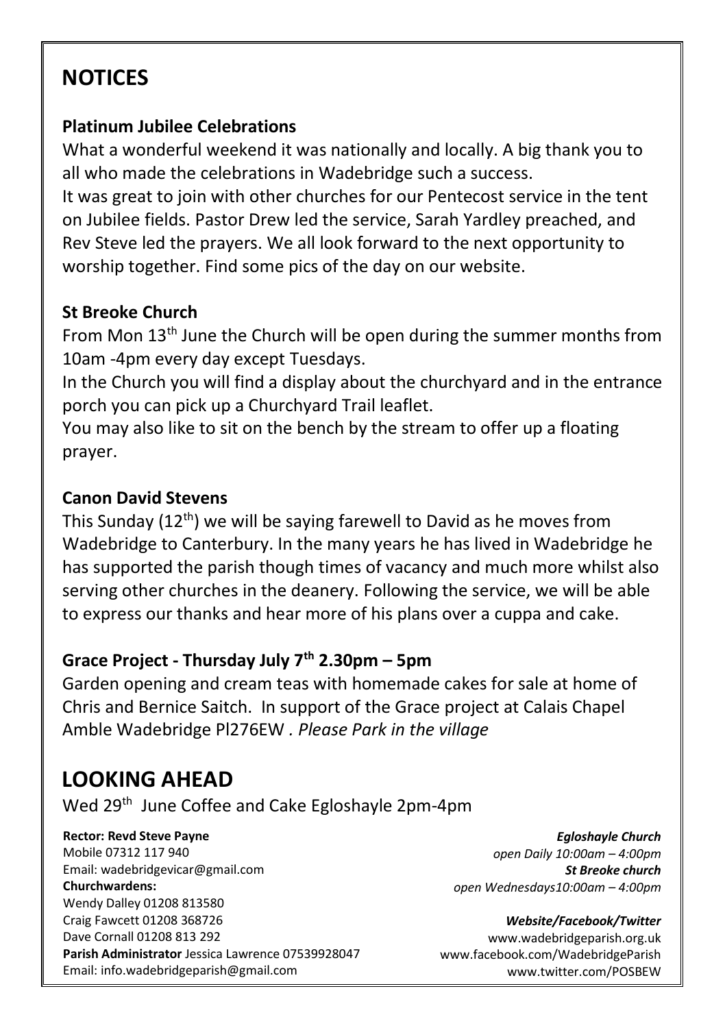# NOTICES

### Platinum Jubilee Celebrations

What a wonderful weekend it was nationally and locally. A big thank you to all who made the celebrations in Wadebridge such a success.
It was great to join with other churches for our Pentecost service in the tent on Jubilee fields. Pastor Drew led the service, Sarah Yardley preached, and Rev Steve led the prayers. We all look forward to the next opportunity to worship together. Find some pics of the day on our website.

### St Breoke Church

From Mon 13th June the Church will be open during the summer months from 10am -4pm every day except Tuesdays.
In the Church you will find a display about the churchyard and in the entrance porch you can pick up a Churchyard Trail leaflet.
You may also like to sit on the bench by the stream to offer up a floating prayer.

### Canon David Stevens

This Sunday (12th) we will be saying farewell to David as he moves from Wadebridge to Canterbury. In the many years he has lived in Wadebridge he has supported the parish though times of vacancy and much more whilst also serving other churches in the deanery. Following the service, we will be able to express our thanks and hear more of his plans over a cuppa and cake.

### Grace Project - Thursday July 7th 2.30pm – 5pm

Garden opening and cream teas with homemade cakes for sale at home of Chris and Bernice Saitch. In support of the Grace project at Calais Chapel Amble Wadebridge Pl276EW . *Please Park in the village*

# LOOKING AHEAD

Wed 29th June Coffee and Cake Egloshayle 2pm-4pm

**Rector: Revd Steve Payne**
Mobile 07312 117 940
Email: wadebridgevicar@gmail.com
**Churchwardens:**
Wendy Dalley 01208 813580
Craig Fawcett 01208 368726
Dave Cornall 01208 813 292
**Parish Administrator** Jessica Lawrence 07539928047
Email: info.wadebridgeparish@gmail.com

***Egloshayle Church***
*open Daily 10:00am – 4:00pm*
***St Breoke church***
*open Wednesdays10:00am – 4:00pm*

***Website/Facebook/Twitter***
www.wadebridgeparish.org.uk
www.facebook.com/WadebridgeParish
www.twitter.com/POSBEW